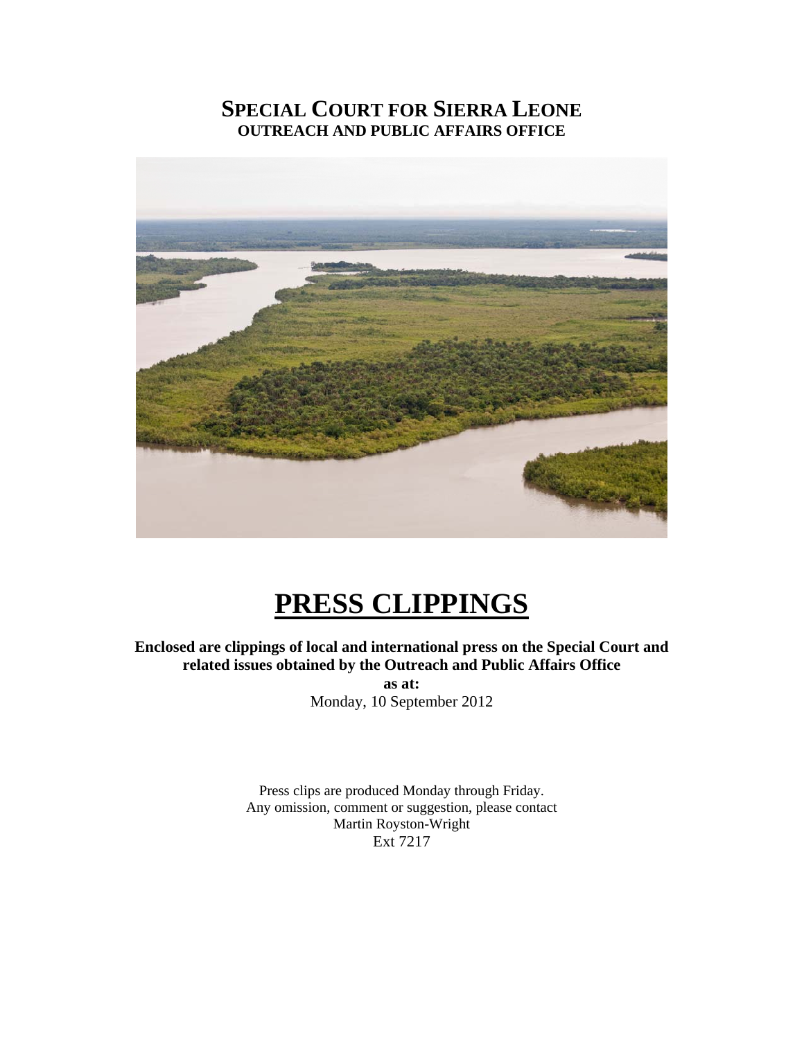# SPECIAL COURT FOR SIERRA LEONE
## OUTREACH AND PUBLIC AFFAIRS OFFICE

# PRESS CLIPPINGS

**Enclosed are clippings of local and international press on the Special Court and related issues obtained by the Outreach and Public Affairs Office**

**as at:**

Monday, 10 September 2012

Press clips are produced Monday through Friday.
Any omission, comment or suggestion, please contact
Martin Royston-Wright
Ext 7217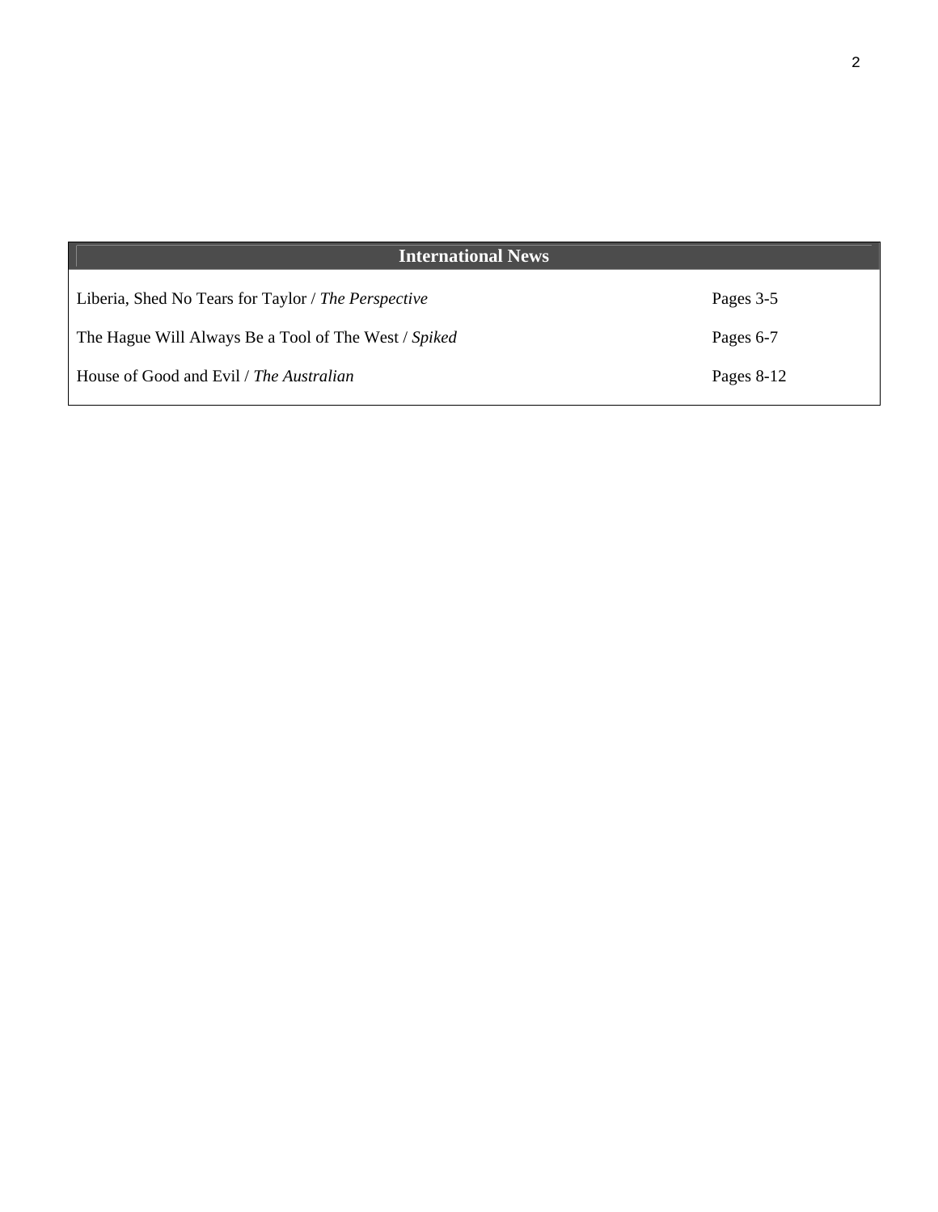| International News | |
|---|---|
| Liberia, Shed No Tears for Taylor / *The Perspective* | Pages 3-5 |
| The Hague Will Always Be a Tool of The West / *Spiked* | Pages 6-7 |
| House of Good and Evil / *The Australian* | Pages 8-12 |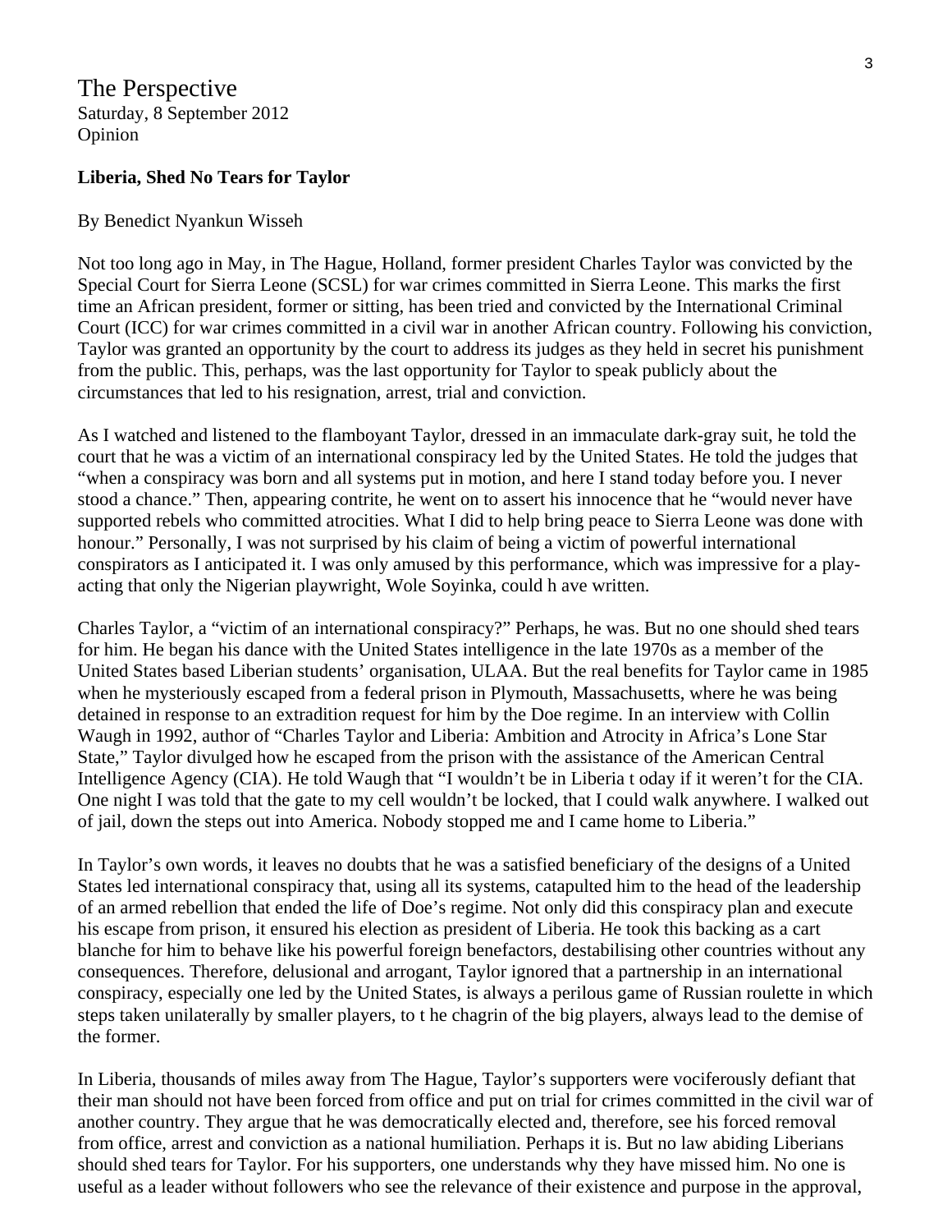The Perspective
Saturday, 8 September 2012
Opinion

**Liberia, Shed No Tears for Taylor**

By Benedict Nyankun Wisseh

Not too long ago in May, in The Hague, Holland, former president Charles Taylor was convicted by the Special Court for Sierra Leone (SCSL) for war crimes committed in Sierra Leone. This marks the first time an African president, former or sitting, has been tried and convicted by the International Criminal Court (ICC) for war crimes committed in a civil war in another African country. Following his conviction, Taylor was granted an opportunity by the court to address its judges as they held in secret his punishment from the public. This, perhaps, was the last opportunity for Taylor to speak publicly about the circumstances that led to his resignation, arrest, trial and conviction.

As I watched and listened to the flamboyant Taylor, dressed in an immaculate dark-gray suit, he told the court that he was a victim of an international conspiracy led by the United States. He told the judges that "when a conspiracy was born and all systems put in motion, and here I stand today before you. I never stood a chance." Then, appearing contrite, he went on to assert his innocence that he "would never have supported rebels who committed atrocities. What I did to help bring peace to Sierra Leone was done with honour." Personally, I was not surprised by his claim of being a victim of powerful international conspirators as I anticipated it. I was only amused by this performance, which was impressive for a play-acting that only the Nigerian playwright, Wole Soyinka, could h ave written.

Charles Taylor, a "victim of an international conspiracy?" Perhaps, he was. But no one should shed tears for him. He began his dance with the United States intelligence in the late 1970s as a member of the United States based Liberian students' organisation, ULAA. But the real benefits for Taylor came in 1985 when he mysteriously escaped from a federal prison in Plymouth, Massachusetts, where he was being detained in response to an extradition request for him by the Doe regime. In an interview with Collin Waugh in 1992, author of "Charles Taylor and Liberia: Ambition and Atrocity in Africa's Lone Star State," Taylor divulged how he escaped from the prison with the assistance of the American Central Intelligence Agency (CIA). He told Waugh that "I wouldn't be in Liberia t oday if it weren't for the CIA. One night I was told that the gate to my cell wouldn't be locked, that I could walk anywhere. I walked out of jail, down the steps out into America. Nobody stopped me and I came home to Liberia."

In Taylor's own words, it leaves no doubts that he was a satisfied beneficiary of the designs of a United States led international conspiracy that, using all its systems, catapulted him to the head of the leadership of an armed rebellion that ended the life of Doe's regime. Not only did this conspiracy plan and execute his escape from prison, it ensured his election as president of Liberia. He took this backing as a cart blanche for him to behave like his powerful foreign benefactors, destabilising other countries without any consequences. Therefore, delusional and arrogant, Taylor ignored that a partnership in an international conspiracy, especially one led by the United States, is always a perilous game of Russian roulette in which steps taken unilaterally by smaller players, to t he chagrin of the big players, always lead to the demise of the former.

In Liberia, thousands of miles away from The Hague, Taylor's supporters were vociferously defiant that their man should not have been forced from office and put on trial for crimes committed in the civil war of another country. They argue that he was democratically elected and, therefore, see his forced removal from office, arrest and conviction as a national humiliation. Perhaps it is. But no law abiding Liberians should shed tears for Taylor. For his supporters, one understands why they have missed him. No one is useful as a leader without followers who see the relevance of their existence and purpose in the approval,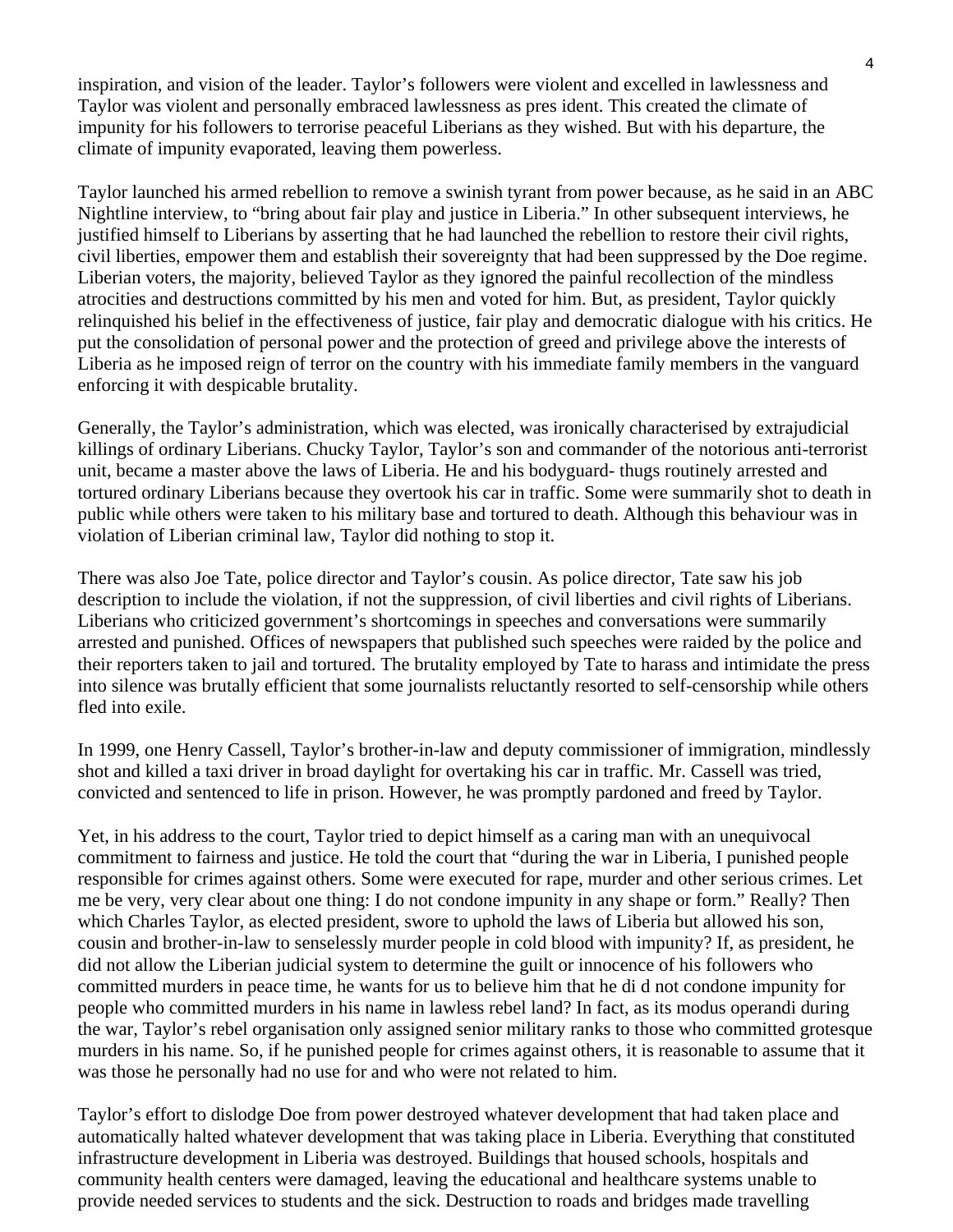inspiration, and vision of the leader. Taylor's followers were violent and excelled in lawlessness and Taylor was violent and personally embraced lawlessness as pres ident. This created the climate of impunity for his followers to terrorise peaceful Liberians as they wished. But with his departure, the climate of impunity evaporated, leaving them powerless.

Taylor launched his armed rebellion to remove a swinish tyrant from power because, as he said in an ABC Nightline interview, to "bring about fair play and justice in Liberia." In other subsequent interviews, he justified himself to Liberians by asserting that he had launched the rebellion to restore their civil rights, civil liberties, empower them and establish their sovereignty that had been suppressed by the Doe regime. Liberian voters, the majority, believed Taylor as they ignored the painful recollection of the mindless atrocities and destructions committed by his men and voted for him. But, as president, Taylor quickly relinquished his belief in the effectiveness of justice, fair play and democratic dialogue with his critics. He put the consolidation of personal power and the protection of greed and privilege above the interests of Liberia as he imposed reign of terror on the country with his immediate family members in the vanguard enforcing it with despicable brutality.

Generally, the Taylor's administration, which was elected, was ironically characterised by extrajudicial killings of ordinary Liberians. Chucky Taylor, Taylor's son and commander of the notorious anti-terrorist unit, became a master above the laws of Liberia. He and his bodyguard- thugs routinely arrested and tortured ordinary Liberians because they overtook his car in traffic. Some were summarily shot to death in public while others were taken to his military base and tortured to death. Although this behaviour was in violation of Liberian criminal law, Taylor did nothing to stop it.

There was also Joe Tate, police director and Taylor's cousin. As police director, Tate saw his job description to include the violation, if not the suppression, of civil liberties and civil rights of Liberians. Liberians who criticized government's shortcomings in speeches and conversations were summarily arrested and punished. Offices of newspapers that published such speeches were raided by the police and their reporters taken to jail and tortured. The brutality employed by Tate to harass and intimidate the press into silence was brutally efficient that some journalists reluctantly resorted to self-censorship while others fled into exile.

In 1999, one Henry Cassell, Taylor's brother-in-law and deputy commissioner of immigration, mindlessly shot and killed a taxi driver in broad daylight for overtaking his car in traffic. Mr. Cassell was tried, convicted and sentenced to life in prison. However, he was promptly pardoned and freed by Taylor.

Yet, in his address to the court, Taylor tried to depict himself as a caring man with an unequivocal commitment to fairness and justice. He told the court that "during the war in Liberia, I punished people responsible for crimes against others. Some were executed for rape, murder and other serious crimes. Let me be very, very clear about one thing: I do not condone impunity in any shape or form." Really? Then which Charles Taylor, as elected president, swore to uphold the laws of Liberia but allowed his son, cousin and brother-in-law to senselessly murder people in cold blood with impunity? If, as president, he did not allow the Liberian judicial system to determine the guilt or innocence of his followers who committed murders in peace time, he wants for us to believe him that he di d not condone impunity for people who committed murders in his name in lawless rebel land? In fact, as its modus operandi during the war, Taylor's rebel organisation only assigned senior military ranks to those who committed grotesque murders in his name. So, if he punished people for crimes against others, it is reasonable to assume that it was those he personally had no use for and who were not related to him.

Taylor's effort to dislodge Doe from power destroyed whatever development that had taken place and automatically halted whatever development that was taking place in Liberia. Everything that constituted infrastructure development in Liberia was destroyed. Buildings that housed schools, hospitals and community health centers were damaged, leaving the educational and healthcare systems unable to provide needed services to students and the sick. Destruction to roads and bridges made travelling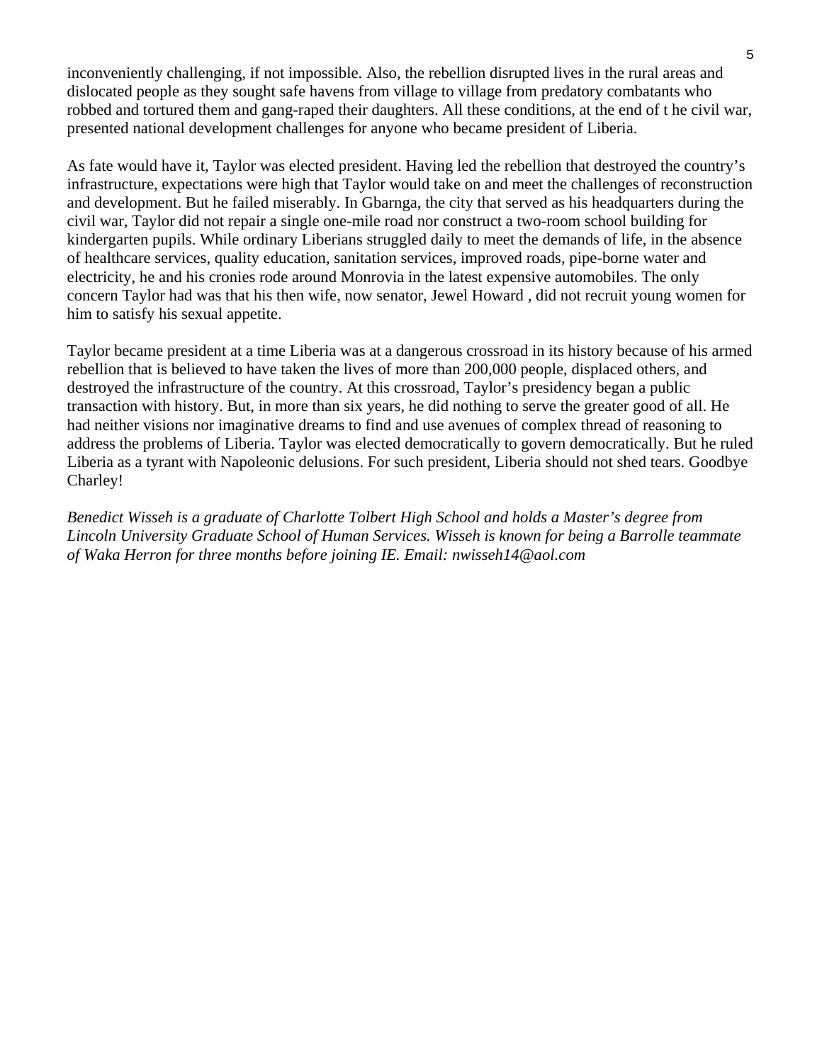inconveniently challenging, if not impossible. Also, the rebellion disrupted lives in the rural areas and dislocated people as they sought safe havens from village to village from predatory combatants who robbed and tortured them and gang-raped their daughters. All these conditions, at the end of t he civil war, presented national development challenges for anyone who became president of Liberia.

As fate would have it, Taylor was elected president. Having led the rebellion that destroyed the country's infrastructure, expectations were high that Taylor would take on and meet the challenges of reconstruction and development. But he failed miserably. In Gbarnga, the city that served as his headquarters during the civil war, Taylor did not repair a single one-mile road nor construct a two-room school building for kindergarten pupils. While ordinary Liberians struggled daily to meet the demands of life, in the absence of healthcare services, quality education, sanitation services, improved roads, pipe-borne water and electricity, he and his cronies rode around Monrovia in the latest expensive automobiles. The only concern Taylor had was that his then wife, now senator, Jewel Howard , did not recruit young women for him to satisfy his sexual appetite.

Taylor became president at a time Liberia was at a dangerous crossroad in its history because of his armed rebellion that is believed to have taken the lives of more than 200,000 people, displaced others, and destroyed the infrastructure of the country. At this crossroad, Taylor's presidency began a public transaction with history. But, in more than six years, he did nothing to serve the greater good of all. He had neither visions nor imaginative dreams to find and use avenues of complex thread of reasoning to address the problems of Liberia. Taylor was elected democratically to govern democratically. But he ruled Liberia as a tyrant with Napoleonic delusions. For such president, Liberia should not shed tears. Goodbye Charley!

*Benedict Wisseh is a graduate of Charlotte Tolbert High School and holds a Master's degree from Lincoln University Graduate School of Human Services. Wisseh is known for being a Barrolle teammate of Waka Herron for three months before joining IE. Email: nwisseh14@aol.com*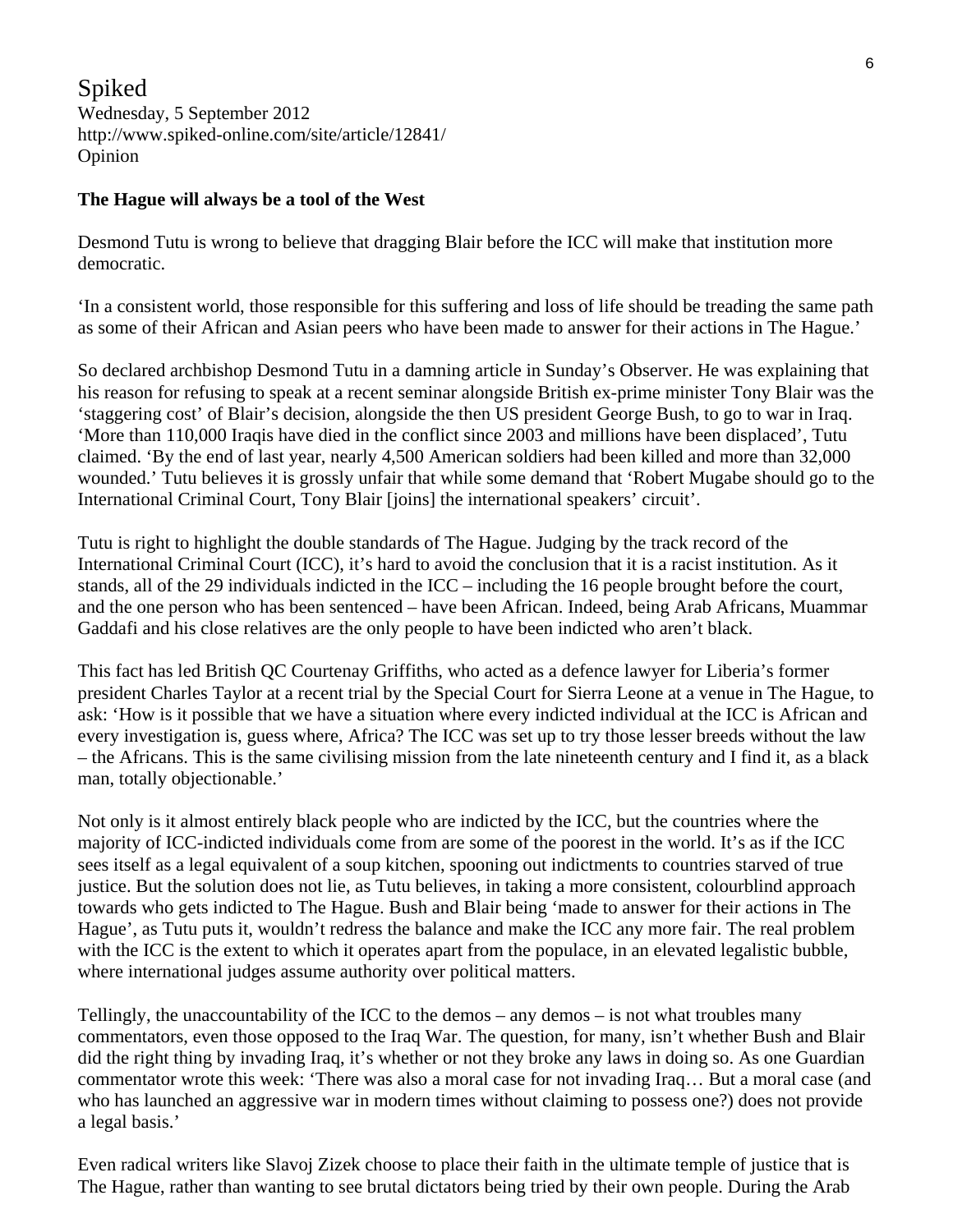Spiked
Wednesday, 5 September 2012
http://www.spiked-online.com/site/article/12841/
Opinion

**The Hague will always be a tool of the West**

Desmond Tutu is wrong to believe that dragging Blair before the ICC will make that institution more democratic.

'In a consistent world, those responsible for this suffering and loss of life should be treading the same path as some of their African and Asian peers who have been made to answer for their actions in The Hague.'

So declared archbishop Desmond Tutu in a damning article in Sunday's Observer. He was explaining that his reason for refusing to speak at a recent seminar alongside British ex-prime minister Tony Blair was the 'staggering cost' of Blair's decision, alongside the then US president George Bush, to go to war in Iraq. 'More than 110,000 Iraqis have died in the conflict since 2003 and millions have been displaced', Tutu claimed. 'By the end of last year, nearly 4,500 American soldiers had been killed and more than 32,000 wounded.' Tutu believes it is grossly unfair that while some demand that 'Robert Mugabe should go to the International Criminal Court, Tony Blair [joins] the international speakers' circuit'.

Tutu is right to highlight the double standards of The Hague. Judging by the track record of the International Criminal Court (ICC), it's hard to avoid the conclusion that it is a racist institution. As it stands, all of the 29 individuals indicted in the ICC – including the 16 people brought before the court, and the one person who has been sentenced – have been African. Indeed, being Arab Africans, Muammar Gaddafi and his close relatives are the only people to have been indicted who aren't black.

This fact has led British QC Courtenay Griffiths, who acted as a defence lawyer for Liberia's former president Charles Taylor at a recent trial by the Special Court for Sierra Leone at a venue in The Hague, to ask: 'How is it possible that we have a situation where every indicted individual at the ICC is African and every investigation is, guess where, Africa? The ICC was set up to try those lesser breeds without the law – the Africans. This is the same civilising mission from the late nineteenth century and I find it, as a black man, totally objectionable.'

Not only is it almost entirely black people who are indicted by the ICC, but the countries where the majority of ICC-indicted individuals come from are some of the poorest in the world. It's as if the ICC sees itself as a legal equivalent of a soup kitchen, spooning out indictments to countries starved of true justice. But the solution does not lie, as Tutu believes, in taking a more consistent, colourblind approach towards who gets indicted to The Hague. Bush and Blair being 'made to answer for their actions in The Hague', as Tutu puts it, wouldn't redress the balance and make the ICC any more fair. The real problem with the ICC is the extent to which it operates apart from the populace, in an elevated legalistic bubble, where international judges assume authority over political matters.

Tellingly, the unaccountability of the ICC to the demos – any demos – is not what troubles many commentators, even those opposed to the Iraq War. The question, for many, isn't whether Bush and Blair did the right thing by invading Iraq, it's whether or not they broke any laws in doing so. As one Guardian commentator wrote this week: 'There was also a moral case for not invading Iraq… But a moral case (and who has launched an aggressive war in modern times without claiming to possess one?) does not provide a legal basis.'

Even radical writers like Slavoj Zizek choose to place their faith in the ultimate temple of justice that is The Hague, rather than wanting to see brutal dictators being tried by their own people. During the Arab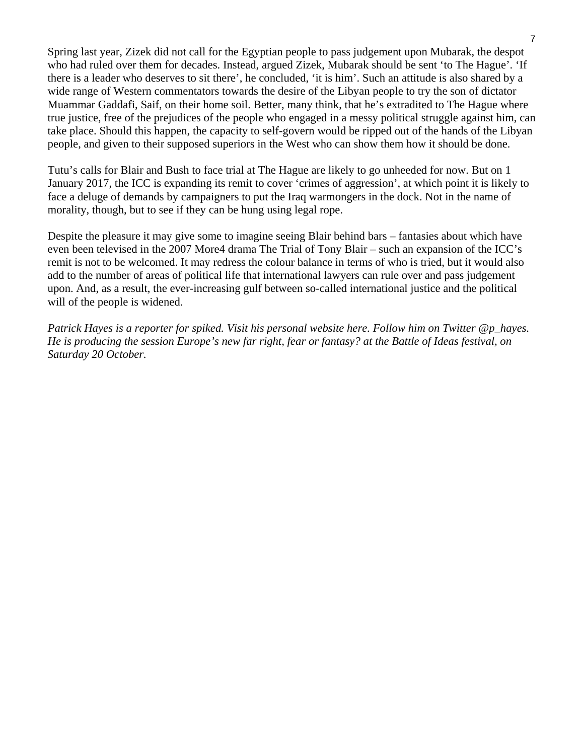Spring last year, Zizek did not call for the Egyptian people to pass judgement upon Mubarak, the despot who had ruled over them for decades. Instead, argued Zizek, Mubarak should be sent 'to The Hague'. 'If there is a leader who deserves to sit there', he concluded, 'it is him'. Such an attitude is also shared by a wide range of Western commentators towards the desire of the Libyan people to try the son of dictator Muammar Gaddafi, Saif, on their home soil. Better, many think, that he's extradited to The Hague where true justice, free of the prejudices of the people who engaged in a messy political struggle against him, can take place. Should this happen, the capacity to self-govern would be ripped out of the hands of the Libyan people, and given to their supposed superiors in the West who can show them how it should be done.

Tutu's calls for Blair and Bush to face trial at The Hague are likely to go unheeded for now. But on 1 January 2017, the ICC is expanding its remit to cover 'crimes of aggression', at which point it is likely to face a deluge of demands by campaigners to put the Iraq warmongers in the dock. Not in the name of morality, though, but to see if they can be hung using legal rope.

Despite the pleasure it may give some to imagine seeing Blair behind bars – fantasies about which have even been televised in the 2007 More4 drama The Trial of Tony Blair – such an expansion of the ICC's remit is not to be welcomed. It may redress the colour balance in terms of who is tried, but it would also add to the number of areas of political life that international lawyers can rule over and pass judgement upon. And, as a result, the ever-increasing gulf between so-called international justice and the political will of the people is widened.

*Patrick Hayes is a reporter for spiked. Visit his personal website here. Follow him on Twitter @p_hayes. He is producing the session Europe's new far right, fear or fantasy? at the Battle of Ideas festival, on Saturday 20 October.*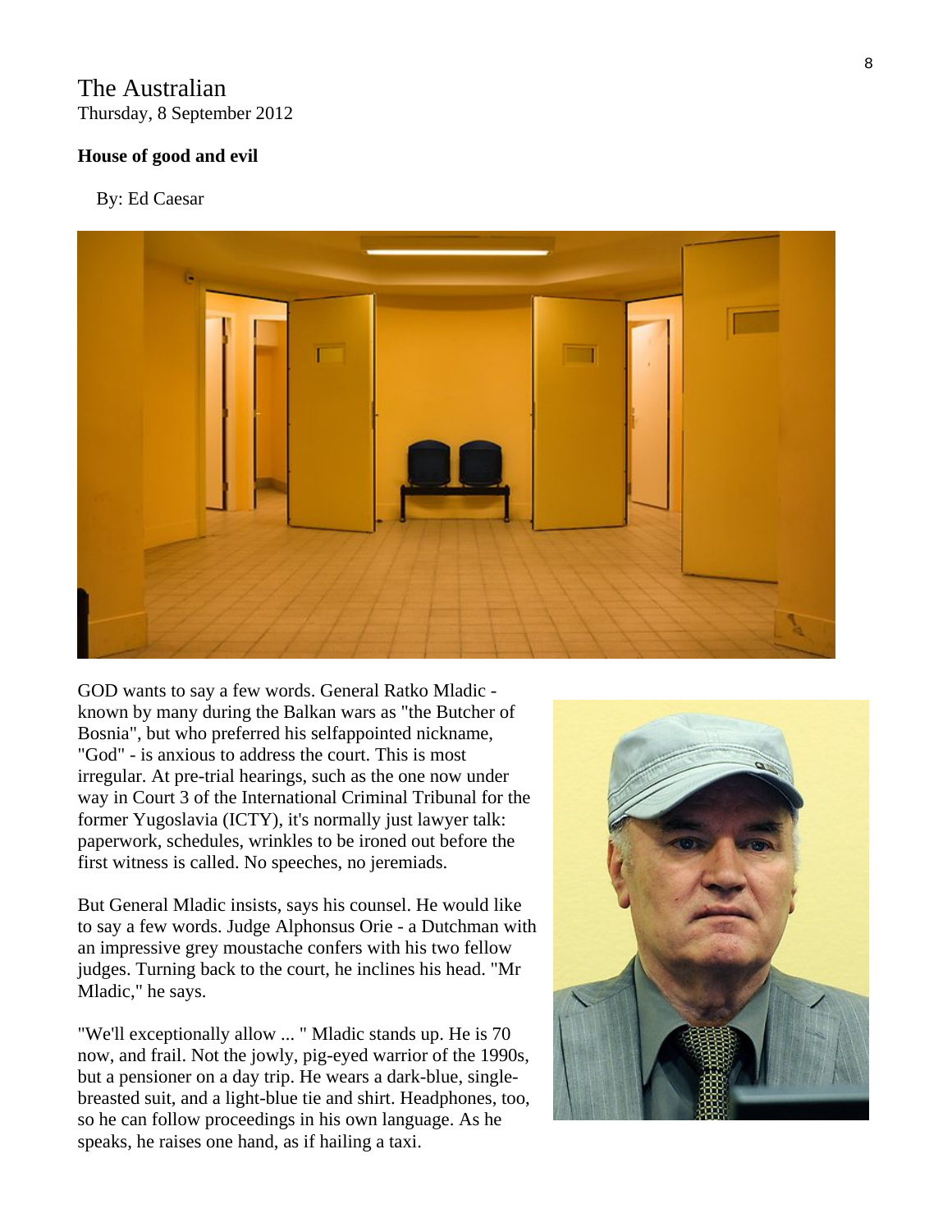The Australian
Thursday, 8 September 2012

**House of good and evil**

By: Ed Caesar

GOD wants to say a few words. General Ratko Mladic - known by many during the Balkan wars as "the Butcher of Bosnia", but who preferred his selfappointed nickname, "God" - is anxious to address the court. This is most irregular. At pre-trial hearings, such as the one now under way in Court 3 of the International Criminal Tribunal for the former Yugoslavia (ICTY), it's normally just lawyer talk: paperwork, schedules, wrinkles to be ironed out before the first witness is called. No speeches, no jeremiads.

But General Mladic insists, says his counsel. He would like to say a few words. Judge Alphonsus Orie - a Dutchman with an impressive grey moustache confers with his two fellow judges. Turning back to the court, he inclines his head. "Mr Mladic," he says.

"We'll exceptionally allow ... " Mladic stands up. He is 70 now, and frail. Not the jowly, pig-eyed warrior of the 1990s, but a pensioner on a day trip. He wears a dark-blue, single-breasted suit, and a light-blue tie and shirt. Headphones, too, so he can follow proceedings in his own language. As he speaks, he raises one hand, as if hailing a taxi.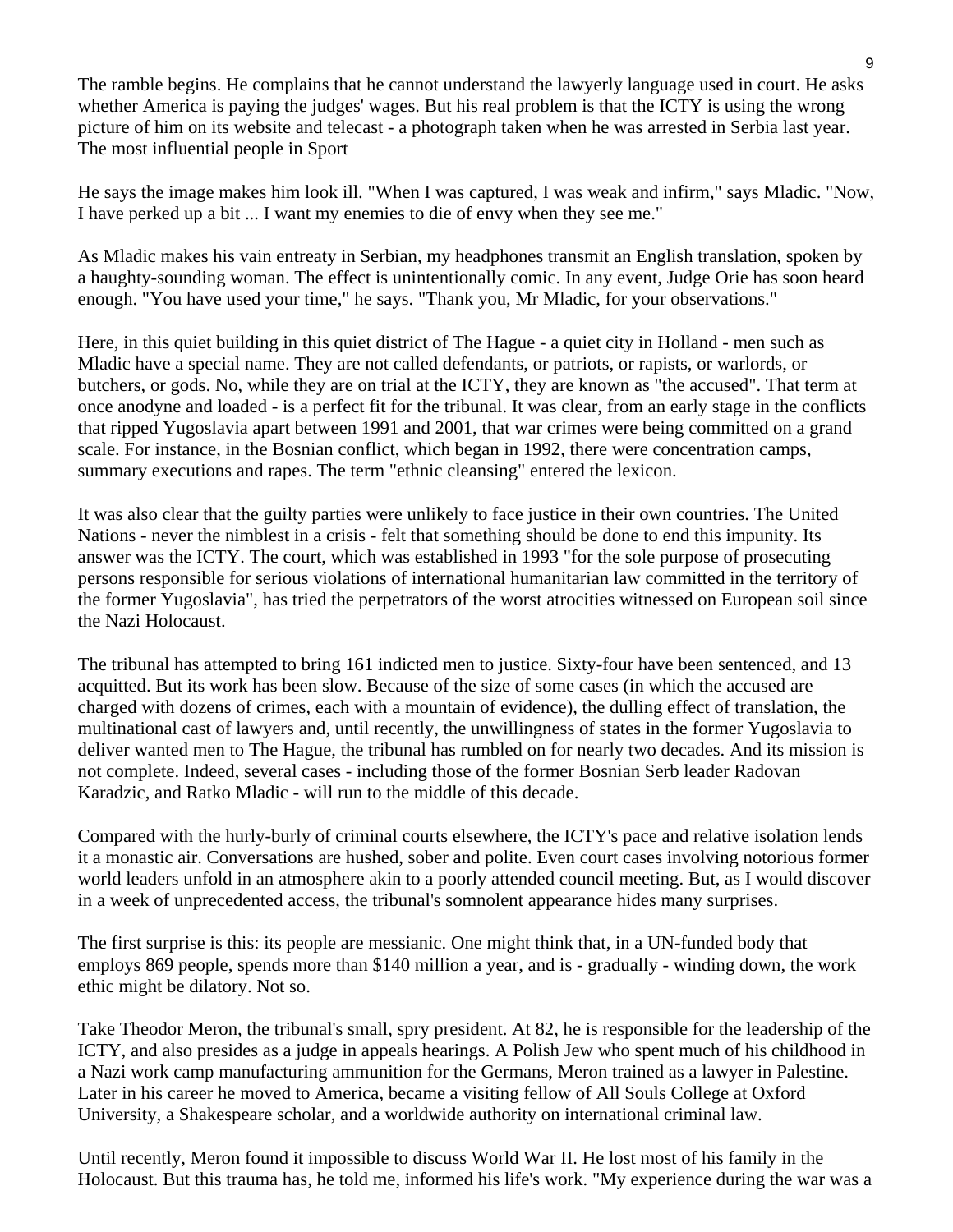The ramble begins. He complains that he cannot understand the lawyerly language used in court. He asks whether America is paying the judges' wages. But his real problem is that the ICTY is using the wrong picture of him on its website and telecast - a photograph taken when he was arrested in Serbia last year. The most influential people in Sport

He says the image makes him look ill. "When I was captured, I was weak and infirm," says Mladic. "Now, I have perked up a bit ... I want my enemies to die of envy when they see me."

As Mladic makes his vain entreaty in Serbian, my headphones transmit an English translation, spoken by a haughty-sounding woman. The effect is unintentionally comic. In any event, Judge Orie has soon heard enough. "You have used your time," he says. "Thank you, Mr Mladic, for your observations."

Here, in this quiet building in this quiet district of The Hague - a quiet city in Holland - men such as Mladic have a special name. They are not called defendants, or patriots, or rapists, or warlords, or butchers, or gods. No, while they are on trial at the ICTY, they are known as "the accused". That term at once anodyne and loaded - is a perfect fit for the tribunal. It was clear, from an early stage in the conflicts that ripped Yugoslavia apart between 1991 and 2001, that war crimes were being committed on a grand scale. For instance, in the Bosnian conflict, which began in 1992, there were concentration camps, summary executions and rapes. The term "ethnic cleansing" entered the lexicon.

It was also clear that the guilty parties were unlikely to face justice in their own countries. The United Nations - never the nimblest in a crisis - felt that something should be done to end this impunity. Its answer was the ICTY. The court, which was established in 1993 "for the sole purpose of prosecuting persons responsible for serious violations of international humanitarian law committed in the territory of the former Yugoslavia", has tried the perpetrators of the worst atrocities witnessed on European soil since the Nazi Holocaust.

The tribunal has attempted to bring 161 indicted men to justice. Sixty-four have been sentenced, and 13 acquitted. But its work has been slow. Because of the size of some cases (in which the accused are charged with dozens of crimes, each with a mountain of evidence), the dulling effect of translation, the multinational cast of lawyers and, until recently, the unwillingness of states in the former Yugoslavia to deliver wanted men to The Hague, the tribunal has rumbled on for nearly two decades. And its mission is not complete. Indeed, several cases - including those of the former Bosnian Serb leader Radovan Karadzic, and Ratko Mladic - will run to the middle of this decade.

Compared with the hurly-burly of criminal courts elsewhere, the ICTY's pace and relative isolation lends it a monastic air. Conversations are hushed, sober and polite. Even court cases involving notorious former world leaders unfold in an atmosphere akin to a poorly attended council meeting. But, as I would discover in a week of unprecedented access, the tribunal's somnolent appearance hides many surprises.

The first surprise is this: its people are messianic. One might think that, in a UN-funded body that employs 869 people, spends more than $140 million a year, and is - gradually - winding down, the work ethic might be dilatory. Not so.

Take Theodor Meron, the tribunal's small, spry president. At 82, he is responsible for the leadership of the ICTY, and also presides as a judge in appeals hearings. A Polish Jew who spent much of his childhood in a Nazi work camp manufacturing ammunition for the Germans, Meron trained as a lawyer in Palestine. Later in his career he moved to America, became a visiting fellow of All Souls College at Oxford University, a Shakespeare scholar, and a worldwide authority on international criminal law.

Until recently, Meron found it impossible to discuss World War II. He lost most of his family in the Holocaust. But this trauma has, he told me, informed his life's work. "My experience during the war was a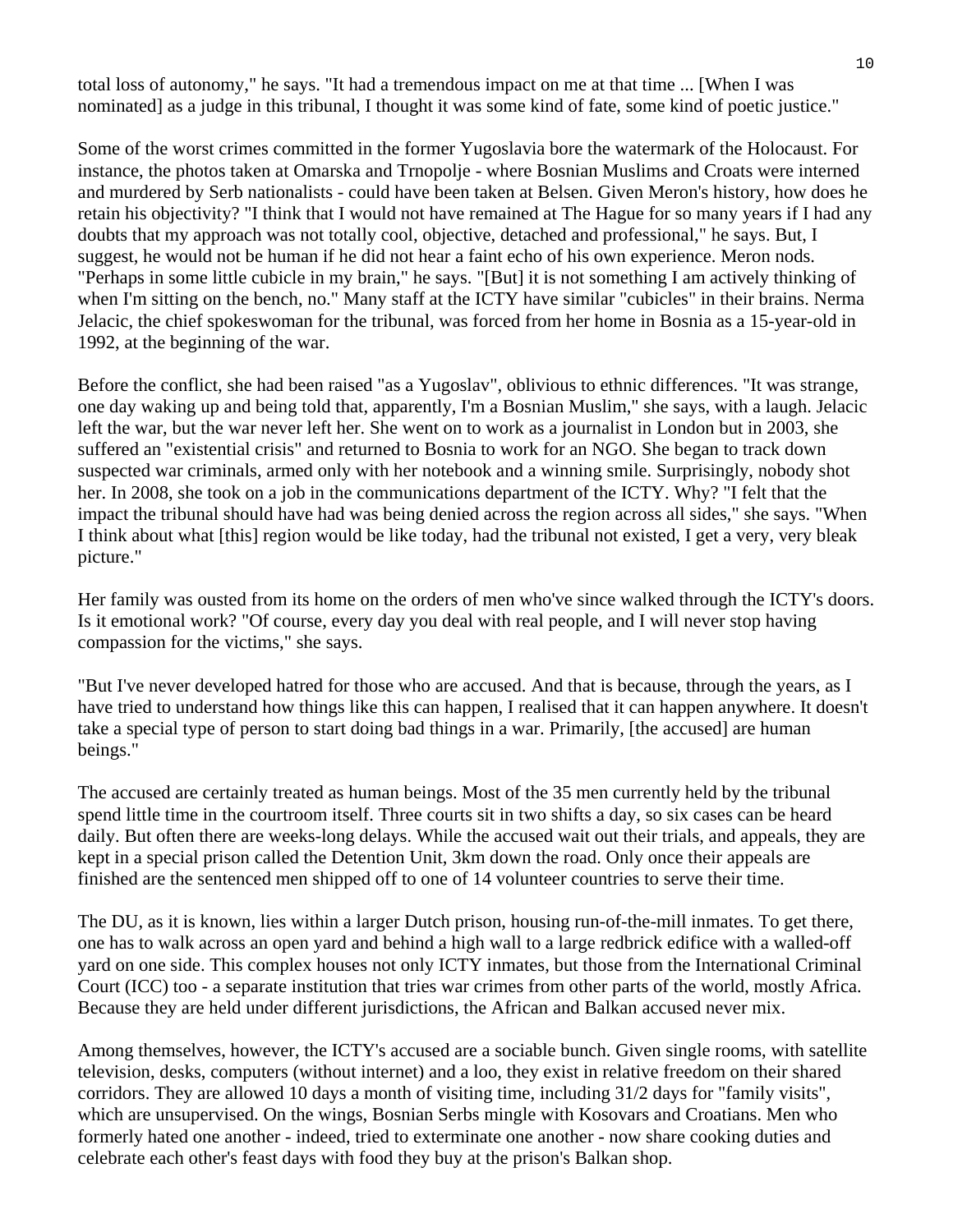total loss of autonomy," he says. "It had a tremendous impact on me at that time ... [When I was nominated] as a judge in this tribunal, I thought it was some kind of fate, some kind of poetic justice."

Some of the worst crimes committed in the former Yugoslavia bore the watermark of the Holocaust. For instance, the photos taken at Omarska and Trnopolje - where Bosnian Muslims and Croats were interned and murdered by Serb nationalists - could have been taken at Belsen. Given Meron's history, how does he retain his objectivity? "I think that I would not have remained at The Hague for so many years if I had any doubts that my approach was not totally cool, objective, detached and professional," he says. But, I suggest, he would not be human if he did not hear a faint echo of his own experience. Meron nods. "Perhaps in some little cubicle in my brain," he says. "[But] it is not something I am actively thinking of when I'm sitting on the bench, no." Many staff at the ICTY have similar "cubicles" in their brains. Nerma Jelacic, the chief spokeswoman for the tribunal, was forced from her home in Bosnia as a 15-year-old in 1992, at the beginning of the war.

Before the conflict, she had been raised "as a Yugoslav", oblivious to ethnic differences. "It was strange, one day waking up and being told that, apparently, I'm a Bosnian Muslim," she says, with a laugh. Jelacic left the war, but the war never left her. She went on to work as a journalist in London but in 2003, she suffered an "existential crisis" and returned to Bosnia to work for an NGO. She began to track down suspected war criminals, armed only with her notebook and a winning smile. Surprisingly, nobody shot her. In 2008, she took on a job in the communications department of the ICTY. Why? "I felt that the impact the tribunal should have had was being denied across the region across all sides," she says. "When I think about what [this] region would be like today, had the tribunal not existed, I get a very, very bleak picture."

Her family was ousted from its home on the orders of men who've since walked through the ICTY's doors. Is it emotional work? "Of course, every day you deal with real people, and I will never stop having compassion for the victims," she says.

"But I've never developed hatred for those who are accused. And that is because, through the years, as I have tried to understand how things like this can happen, I realised that it can happen anywhere. It doesn't take a special type of person to start doing bad things in a war. Primarily, [the accused] are human beings."

The accused are certainly treated as human beings. Most of the 35 men currently held by the tribunal spend little time in the courtroom itself. Three courts sit in two shifts a day, so six cases can be heard daily. But often there are weeks-long delays. While the accused wait out their trials, and appeals, they are kept in a special prison called the Detention Unit, 3km down the road. Only once their appeals are finished are the sentenced men shipped off to one of 14 volunteer countries to serve their time.

The DU, as it is known, lies within a larger Dutch prison, housing run-of-the-mill inmates. To get there, one has to walk across an open yard and behind a high wall to a large redbrick edifice with a walled-off yard on one side. This complex houses not only ICTY inmates, but those from the International Criminal Court (ICC) too - a separate institution that tries war crimes from other parts of the world, mostly Africa. Because they are held under different jurisdictions, the African and Balkan accused never mix.

Among themselves, however, the ICTY's accused are a sociable bunch. Given single rooms, with satellite television, desks, computers (without internet) and a loo, they exist in relative freedom on their shared corridors. They are allowed 10 days a month of visiting time, including 31/2 days for "family visits", which are unsupervised. On the wings, Bosnian Serbs mingle with Kosovars and Croatians. Men who formerly hated one another - indeed, tried to exterminate one another - now share cooking duties and celebrate each other's feast days with food they buy at the prison's Balkan shop.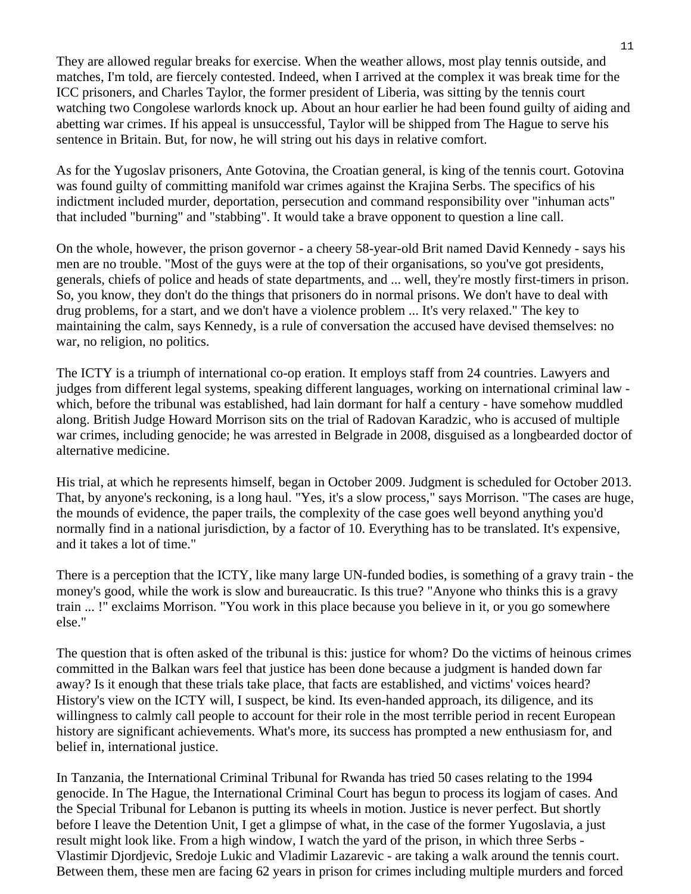They are allowed regular breaks for exercise. When the weather allows, most play tennis outside, and matches, I'm told, are fiercely contested. Indeed, when I arrived at the complex it was break time for the ICC prisoners, and Charles Taylor, the former president of Liberia, was sitting by the tennis court watching two Congolese warlords knock up. About an hour earlier he had been found guilty of aiding and abetting war crimes. If his appeal is unsuccessful, Taylor will be shipped from The Hague to serve his sentence in Britain. But, for now, he will string out his days in relative comfort.

As for the Yugoslav prisoners, Ante Gotovina, the Croatian general, is king of the tennis court. Gotovina was found guilty of committing manifold war crimes against the Krajina Serbs. The specifics of his indictment included murder, deportation, persecution and command responsibility over "inhuman acts" that included "burning" and "stabbing". It would take a brave opponent to question a line call.

On the whole, however, the prison governor - a cheery 58-year-old Brit named David Kennedy - says his men are no trouble. "Most of the guys were at the top of their organisations, so you've got presidents, generals, chiefs of police and heads of state departments, and ... well, they're mostly first-timers in prison. So, you know, they don't do the things that prisoners do in normal prisons. We don't have to deal with drug problems, for a start, and we don't have a violence problem ... It's very relaxed." The key to maintaining the calm, says Kennedy, is a rule of conversation the accused have devised themselves: no war, no religion, no politics.

The ICTY is a triumph of international co-op eration. It employs staff from 24 countries. Lawyers and judges from different legal systems, speaking different languages, working on international criminal law - which, before the tribunal was established, had lain dormant for half a century - have somehow muddled along. British Judge Howard Morrison sits on the trial of Radovan Karadzic, who is accused of multiple war crimes, including genocide; he was arrested in Belgrade in 2008, disguised as a longbearded doctor of alternative medicine.

His trial, at which he represents himself, began in October 2009. Judgment is scheduled for October 2013. That, by anyone's reckoning, is a long haul. "Yes, it's a slow process," says Morrison. "The cases are huge, the mounds of evidence, the paper trails, the complexity of the case goes well beyond anything you'd normally find in a national jurisdiction, by a factor of 10. Everything has to be translated. It's expensive, and it takes a lot of time."

There is a perception that the ICTY, like many large UN-funded bodies, is something of a gravy train - the money's good, while the work is slow and bureaucratic. Is this true? "Anyone who thinks this is a gravy train ... !" exclaims Morrison. "You work in this place because you believe in it, or you go somewhere else."

The question that is often asked of the tribunal is this: justice for whom? Do the victims of heinous crimes committed in the Balkan wars feel that justice has been done because a judgment is handed down far away? Is it enough that these trials take place, that facts are established, and victims' voices heard? History's view on the ICTY will, I suspect, be kind. Its even-handed approach, its diligence, and its willingness to calmly call people to account for their role in the most terrible period in recent European history are significant achievements. What's more, its success has prompted a new enthusiasm for, and belief in, international justice.

In Tanzania, the International Criminal Tribunal for Rwanda has tried 50 cases relating to the 1994 genocide. In The Hague, the International Criminal Court has begun to process its logjam of cases. And the Special Tribunal for Lebanon is putting its wheels in motion. Justice is never perfect. But shortly before I leave the Detention Unit, I get a glimpse of what, in the case of the former Yugoslavia, a just result might look like. From a high window, I watch the yard of the prison, in which three Serbs - Vlastimir Djordjevic, Sredoje Lukic and Vladimir Lazarevic - are taking a walk around the tennis court. Between them, these men are facing 62 years in prison for crimes including multiple murders and forced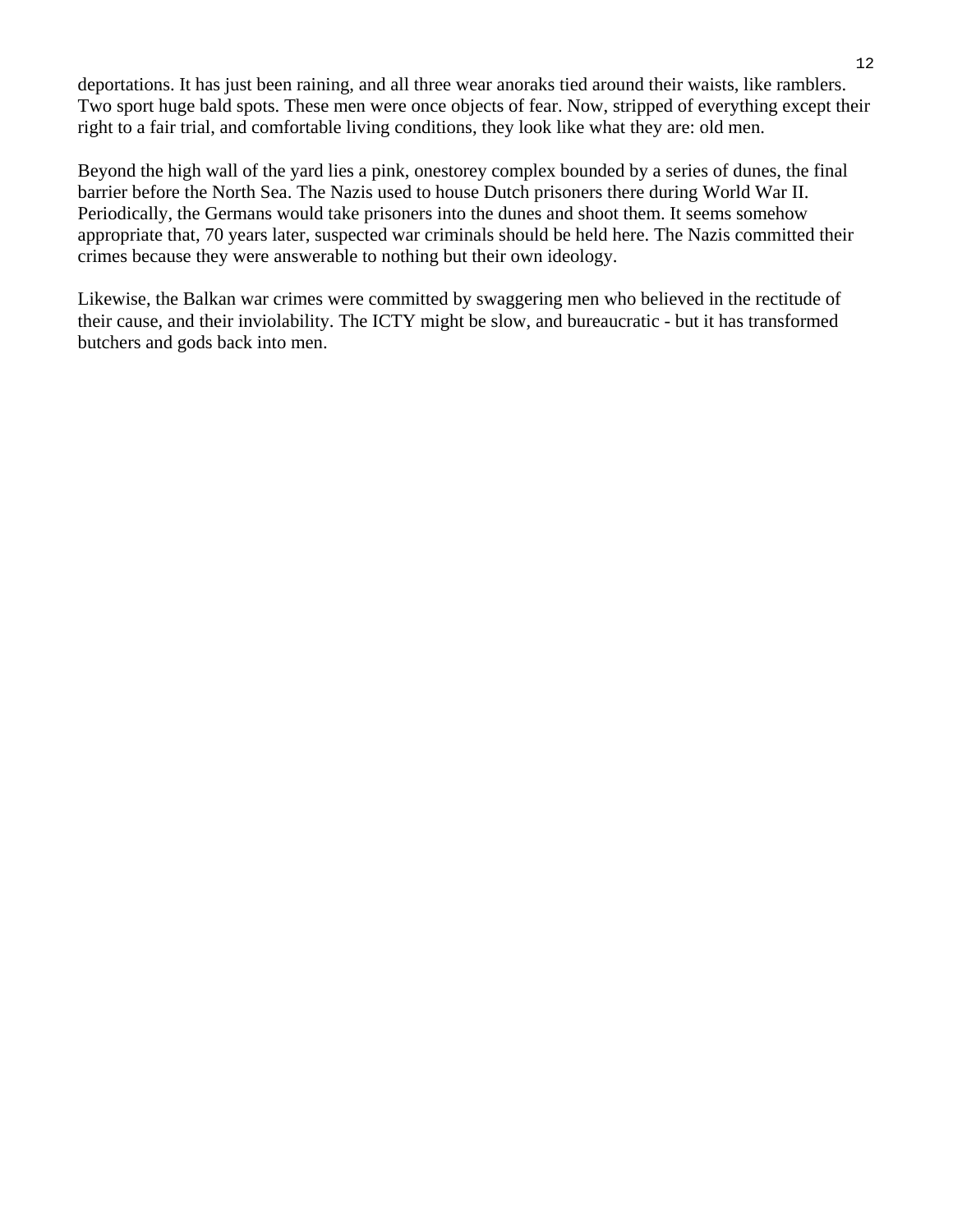deportations. It has just been raining, and all three wear anoraks tied around their waists, like ramblers. Two sport huge bald spots. These men were once objects of fear. Now, stripped of everything except their right to a fair trial, and comfortable living conditions, they look like what they are: old men.

Beyond the high wall of the yard lies a pink, onestorey complex bounded by a series of dunes, the final barrier before the North Sea. The Nazis used to house Dutch prisoners there during World War II. Periodically, the Germans would take prisoners into the dunes and shoot them. It seems somehow appropriate that, 70 years later, suspected war criminals should be held here. The Nazis committed their crimes because they were answerable to nothing but their own ideology.

Likewise, the Balkan war crimes were committed by swaggering men who believed in the rectitude of their cause, and their inviolability. The ICTY might be slow, and bureaucratic - but it has transformed butchers and gods back into men.